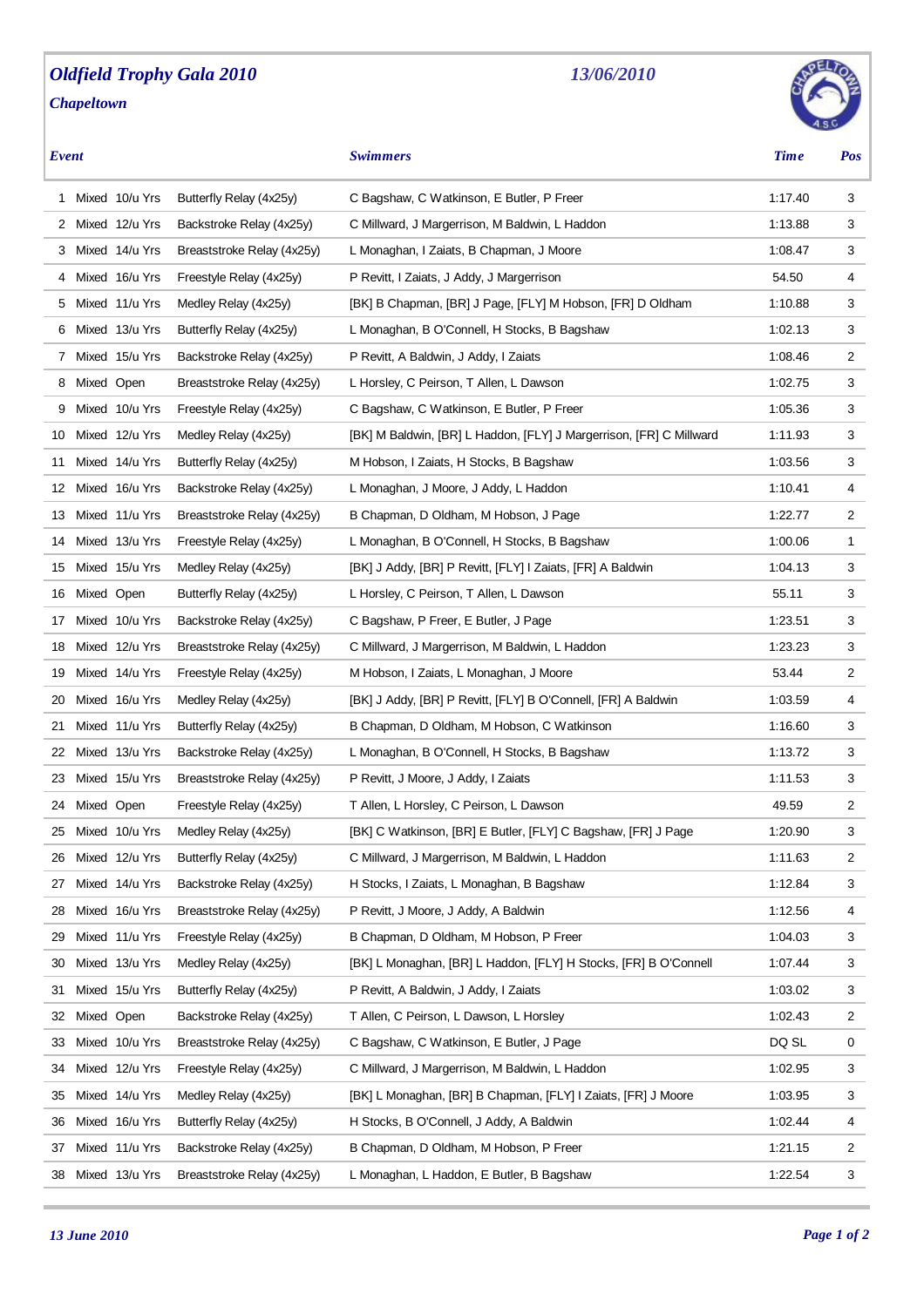# *Oldfield Trophy Gala 2010*

*13/06/2010*

*Chapeltown*

| *Event* | | | | *Swimmers* | *Time* | *Pos* |
|---|---|---|---|---|---|---|
| 1 | Mixed | 10/u Yrs | Butterfly Relay (4x25y) | C Bagshaw, C Watkinson, E Butler, P Freer | 1:17.40 | 3 |
| 2 | Mixed | 12/u Yrs | Backstroke Relay (4x25y) | C Millward, J Margerrison, M Baldwin, L Haddon | 1:13.88 | 3 |
| 3 | Mixed | 14/u Yrs | Breaststroke Relay (4x25y) | L Monaghan, I Zaiats, B Chapman, J Moore | 1:08.47 | 3 |
| 4 | Mixed | 16/u Yrs | Freestyle Relay (4x25y) | P Revitt, I Zaiats, J Addy, J Margerrison | 54.50 | 4 |
| 5 | Mixed | 11/u Yrs | Medley Relay (4x25y) | [BK] B Chapman, [BR] J Page, [FLY] M Hobson, [FR] D Oldham | 1:10.88 | 3 |
| 6 | Mixed | 13/u Yrs | Butterfly Relay (4x25y) | L Monaghan, B O'Connell, H Stocks, B Bagshaw | 1:02.13 | 3 |
| 7 | Mixed | 15/u Yrs | Backstroke Relay (4x25y) | P Revitt, A Baldwin, J Addy, I Zaiats | 1:08.46 | 2 |
| 8 | Mixed | Open | Breaststroke Relay (4x25y) | L Horsley, C Peirson, T Allen, L Dawson | 1:02.75 | 3 |
| 9 | Mixed | 10/u Yrs | Freestyle Relay (4x25y) | C Bagshaw, C Watkinson, E Butler, P Freer | 1:05.36 | 3 |
| 10 | Mixed | 12/u Yrs | Medley Relay (4x25y) | [BK] M Baldwin, [BR] L Haddon, [FLY] J Margerrison, [FR] C Millward | 1:11.93 | 3 |
| 11 | Mixed | 14/u Yrs | Butterfly Relay (4x25y) | M Hobson, I Zaiats, H Stocks, B Bagshaw | 1:03.56 | 3 |
| 12 | Mixed | 16/u Yrs | Backstroke Relay (4x25y) | L Monaghan, J Moore, J Addy, L Haddon | 1:10.41 | 4 |
| 13 | Mixed | 11/u Yrs | Breaststroke Relay (4x25y) | B Chapman, D Oldham, M Hobson, J Page | 1:22.77 | 2 |
| 14 | Mixed | 13/u Yrs | Freestyle Relay (4x25y) | L Monaghan, B O'Connell, H Stocks, B Bagshaw | 1:00.06 | 1 |
| 15 | Mixed | 15/u Yrs | Medley Relay (4x25y) | [BK] J Addy, [BR] P Revitt, [FLY] I Zaiats, [FR] A Baldwin | 1:04.13 | 3 |
| 16 | Mixed | Open | Butterfly Relay (4x25y) | L Horsley, C Peirson, T Allen, L Dawson | 55.11 | 3 |
| 17 | Mixed | 10/u Yrs | Backstroke Relay (4x25y) | C Bagshaw, P Freer, E Butler, J Page | 1:23.51 | 3 |
| 18 | Mixed | 12/u Yrs | Breaststroke Relay (4x25y) | C Millward, J Margerrison, M Baldwin, L Haddon | 1:23.23 | 3 |
| 19 | Mixed | 14/u Yrs | Freestyle Relay (4x25y) | M Hobson, I Zaiats, L Monaghan, J Moore | 53.44 | 2 |
| 20 | Mixed | 16/u Yrs | Medley Relay (4x25y) | [BK] J Addy, [BR] P Revitt, [FLY] B O'Connell, [FR] A Baldwin | 1:03.59 | 4 |
| 21 | Mixed | 11/u Yrs | Butterfly Relay (4x25y) | B Chapman, D Oldham, M Hobson, C Watkinson | 1:16.60 | 3 |
| 22 | Mixed | 13/u Yrs | Backstroke Relay (4x25y) | L Monaghan, B O'Connell, H Stocks, B Bagshaw | 1:13.72 | 3 |
| 23 | Mixed | 15/u Yrs | Breaststroke Relay (4x25y) | P Revitt, J Moore, J Addy, I Zaiats | 1:11.53 | 3 |
| 24 | Mixed | Open | Freestyle Relay (4x25y) | T Allen, L Horsley, C Peirson, L Dawson | 49.59 | 2 |
| 25 | Mixed | 10/u Yrs | Medley Relay (4x25y) | [BK] C Watkinson, [BR] E Butler, [FLY] C Bagshaw, [FR] J Page | 1:20.90 | 3 |
| 26 | Mixed | 12/u Yrs | Butterfly Relay (4x25y) | C Millward, J Margerrison, M Baldwin, L Haddon | 1:11.63 | 2 |
| 27 | Mixed | 14/u Yrs | Backstroke Relay (4x25y) | H Stocks, I Zaiats, L Monaghan, B Bagshaw | 1:12.84 | 3 |
| 28 | Mixed | 16/u Yrs | Breaststroke Relay (4x25y) | P Revitt, J Moore, J Addy, A Baldwin | 1:12.56 | 4 |
| 29 | Mixed | 11/u Yrs | Freestyle Relay (4x25y) | B Chapman, D Oldham, M Hobson, P Freer | 1:04.03 | 3 |
| 30 | Mixed | 13/u Yrs | Medley Relay (4x25y) | [BK] L Monaghan, [BR] L Haddon, [FLY] H Stocks, [FR] B O'Connell | 1:07.44 | 3 |
| 31 | Mixed | 15/u Yrs | Butterfly Relay (4x25y) | P Revitt, A Baldwin, J Addy, I Zaiats | 1:03.02 | 3 |
| 32 | Mixed | Open | Backstroke Relay (4x25y) | T Allen, C Peirson, L Dawson, L Horsley | 1:02.43 | 2 |
| 33 | Mixed | 10/u Yrs | Breaststroke Relay (4x25y) | C Bagshaw, C Watkinson, E Butler, J Page | DQ SL | 0 |
| 34 | Mixed | 12/u Yrs | Freestyle Relay (4x25y) | C Millward, J Margerrison, M Baldwin, L Haddon | 1:02.95 | 3 |
| 35 | Mixed | 14/u Yrs | Medley Relay (4x25y) | [BK] L Monaghan, [BR] B Chapman, [FLY] I Zaiats, [FR] J Moore | 1:03.95 | 3 |
| 36 | Mixed | 16/u Yrs | Butterfly Relay (4x25y) | H Stocks, B O'Connell, J Addy, A Baldwin | 1:02.44 | 4 |
| 37 | Mixed | 11/u Yrs | Backstroke Relay (4x25y) | B Chapman, D Oldham, M Hobson, P Freer | 1:21.15 | 2 |
| 38 | Mixed | 13/u Yrs | Breaststroke Relay (4x25y) | L Monaghan, L Haddon, E Butler, B Bagshaw | 1:22.54 | 3 |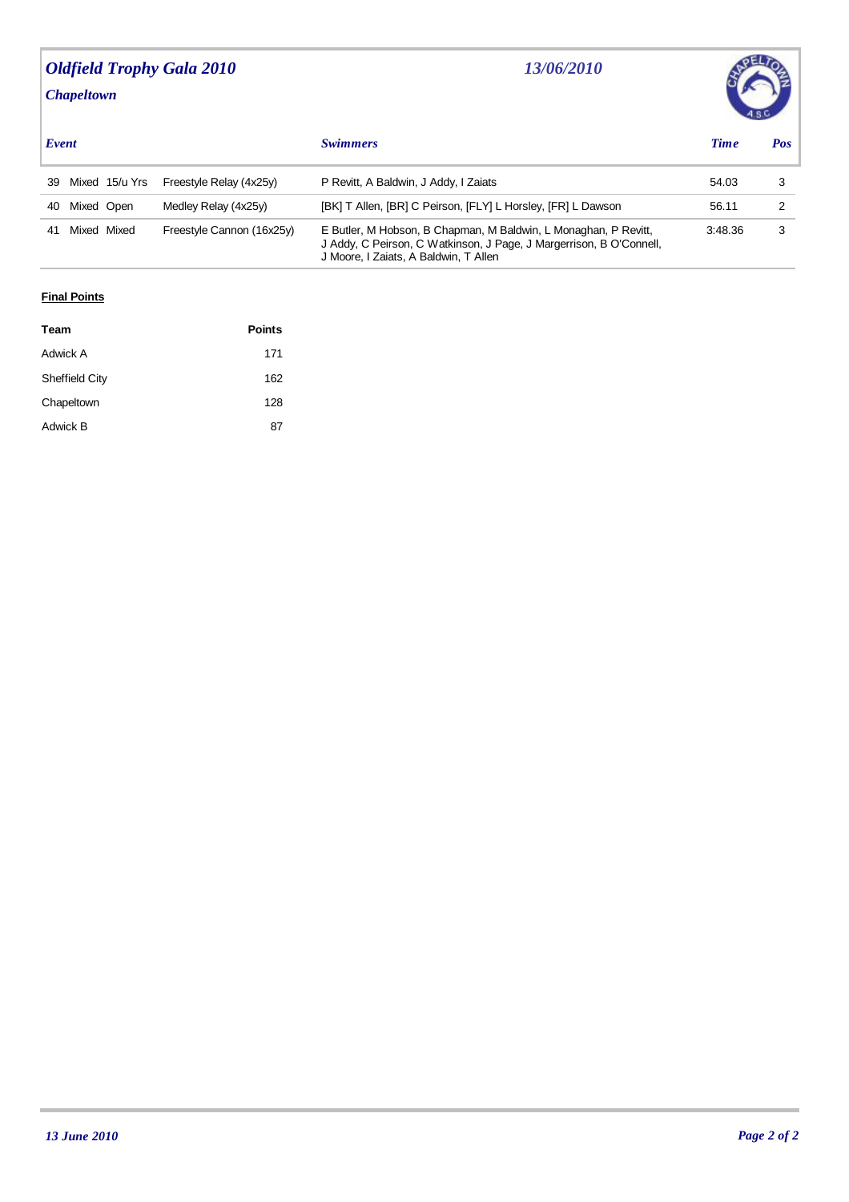## Oldfield Trophy Gala 2010

*Chapeltown*

*13/06/2010*

| Event | | | Swimmers | Time | Pos |
|---|---|---|---|---|---|
| 39 | Mixed 15/u Yrs | Freestyle Relay (4x25y) | P Revitt, A Baldwin, J Addy, I Zaiats | 54.03 | 3 |
| 40 | Mixed Open | Medley Relay (4x25y) | [BK] T Allen, [BR] C Peirson, [FLY] L Horsley, [FR] L Dawson | 56.11 | 2 |
| 41 | Mixed Mixed | Freestyle Cannon (16x25y) | E Butler, M Hobson, B Chapman, M Baldwin, L Monaghan, P Revitt, J Addy, C Peirson, C Watkinson, J Page, J Margerrison, B O'Connell, J Moore, I Zaiats, A Baldwin, T Allen | 3:48.36 | 3 |

**Final Points**

| Team | Points |
|---|---|
| Adwick A | 171 |
| Sheffield City | 162 |
| Chapeltown | 128 |
| Adwick B | 87 |